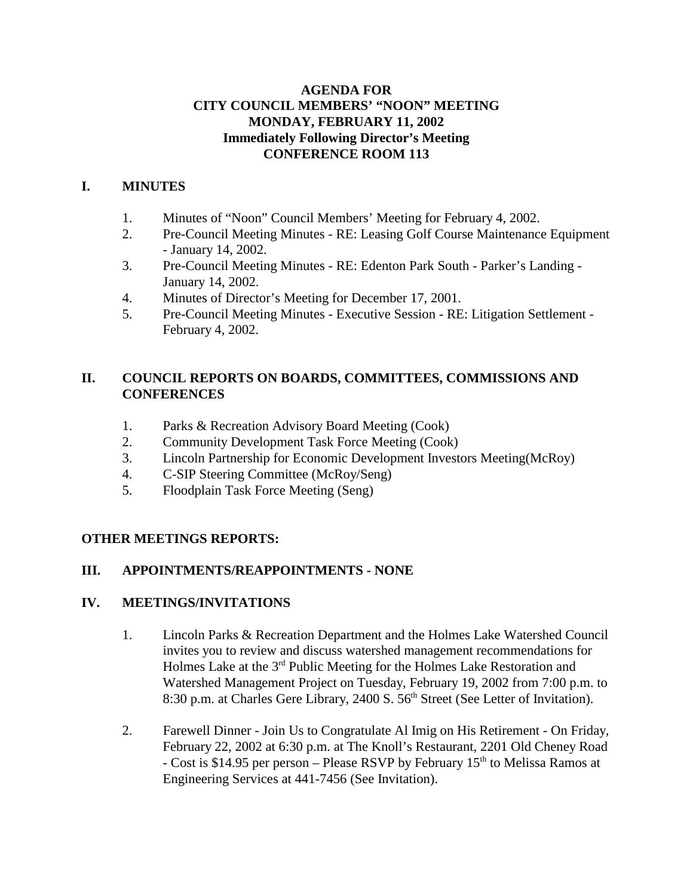**AGENDA FOR**
**CITY COUNCIL MEMBERS' "NOON" MEETING**
**MONDAY, FEBRUARY 11, 2002**
**Immediately Following Director's Meeting**
**CONFERENCE ROOM 113**

## I. MINUTES

1. Minutes of "Noon" Council Members' Meeting for February 4, 2002.
2. Pre-Council Meeting Minutes - RE: Leasing Golf Course Maintenance Equipment - January 14, 2002.
3. Pre-Council Meeting Minutes - RE: Edenton Park South - Parker's Landing - January 14, 2002.
4. Minutes of Director's Meeting for December 17, 2001.
5. Pre-Council Meeting Minutes - Executive Session - RE: Litigation Settlement - February 4, 2002.

## II. COUNCIL REPORTS ON BOARDS, COMMITTEES, COMMISSIONS AND CONFERENCES

1. Parks & Recreation Advisory Board Meeting (Cook)
2. Community Development Task Force Meeting (Cook)
3. Lincoln Partnership for Economic Development Investors Meeting(McRoy)
4. C-SIP Steering Committee (McRoy/Seng)
5. Floodplain Task Force Meeting (Seng)

**OTHER MEETINGS REPORTS:**

## III. APPOINTMENTS/REAPPOINTMENTS - NONE

## IV. MEETINGS/INVITATIONS

1. Lincoln Parks & Recreation Department and the Holmes Lake Watershed Council invites you to review and discuss watershed management recommendations for Holmes Lake at the 3rd Public Meeting for the Holmes Lake Restoration and Watershed Management Project on Tuesday, February 19, 2002 from 7:00 p.m. to 8:30 p.m. at Charles Gere Library, 2400 S. 56th Street (See Letter of Invitation).

2. Farewell Dinner - Join Us to Congratulate Al Imig on His Retirement - On Friday, February 22, 2002 at 6:30 p.m. at The Knoll's Restaurant, 2201 Old Cheney Road - Cost is $14.95 per person – Please RSVP by February 15th to Melissa Ramos at Engineering Services at 441-7456 (See Invitation).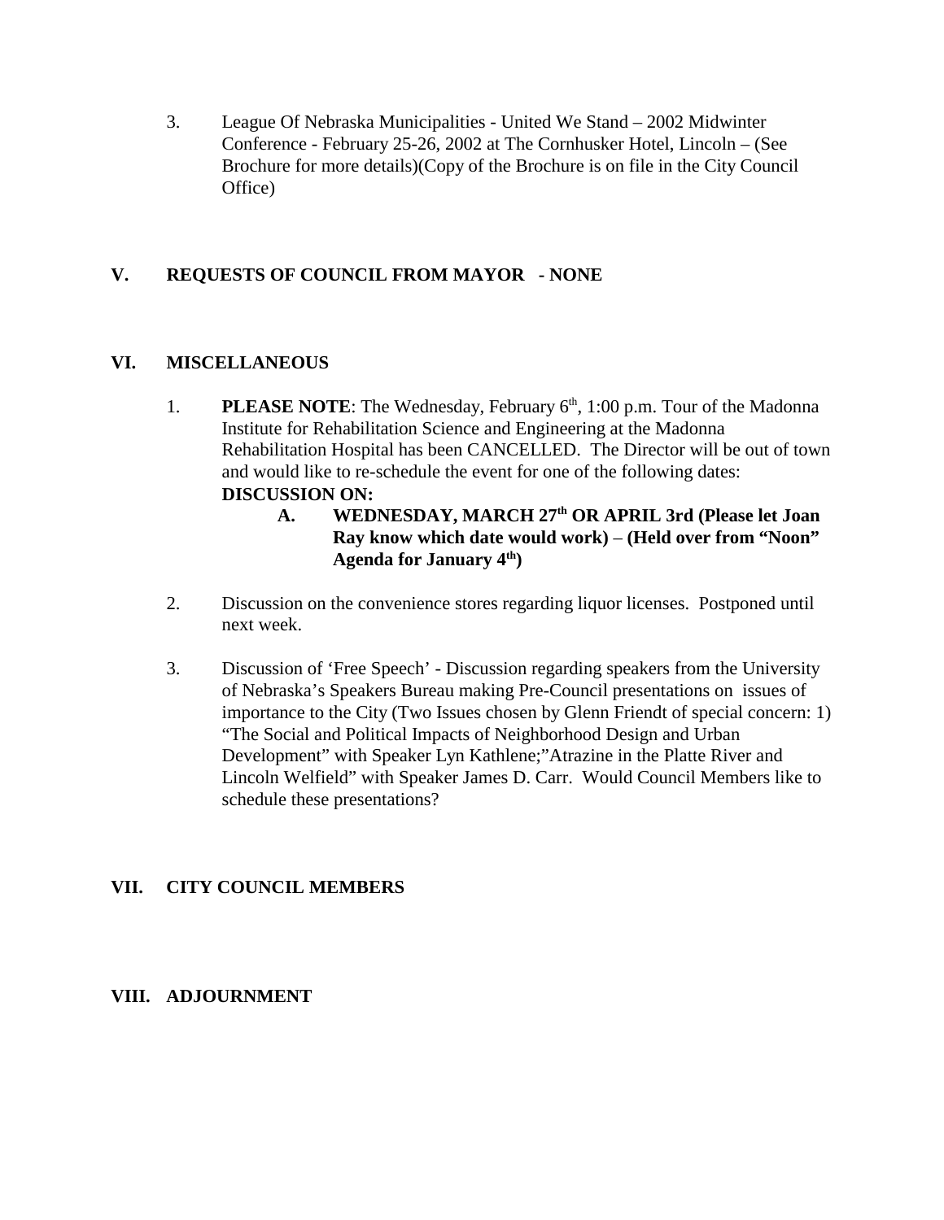3. League Of Nebraska Municipalities - United We Stand – 2002 Midwinter Conference - February 25-26, 2002 at The Cornhusker Hotel, Lincoln – (See Brochure for more details)(Copy of the Brochure is on file in the City Council Office)

## V. REQUESTS OF COUNCIL FROM MAYOR - NONE

## VI. MISCELLANEOUS

1. **PLEASE NOTE**: The Wednesday, February 6th, 1:00 p.m. Tour of the Madonna Institute for Rehabilitation Science and Engineering at the Madonna Rehabilitation Hospital has been CANCELLED. The Director will be out of town and would like to re-schedule the event for one of the following dates:
   **DISCUSSION ON:**
   **A. WEDNESDAY, MARCH 27th OR APRIL 3rd (Please let Joan Ray know which date would work) – (Held over from "Noon" Agenda for January 4th)**

2. Discussion on the convenience stores regarding liquor licenses. Postponed until next week.

3. Discussion of 'Free Speech' - Discussion regarding speakers from the University of Nebraska's Speakers Bureau making Pre-Council presentations on issues of importance to the City (Two Issues chosen by Glenn Friendt of special concern: 1) "The Social and Political Impacts of Neighborhood Design and Urban Development" with Speaker Lyn Kathlene;"Atrazine in the Platte River and Lincoln Welfield" with Speaker James D. Carr. Would Council Members like to schedule these presentations?

## VII. CITY COUNCIL MEMBERS

## VIII. ADJOURNMENT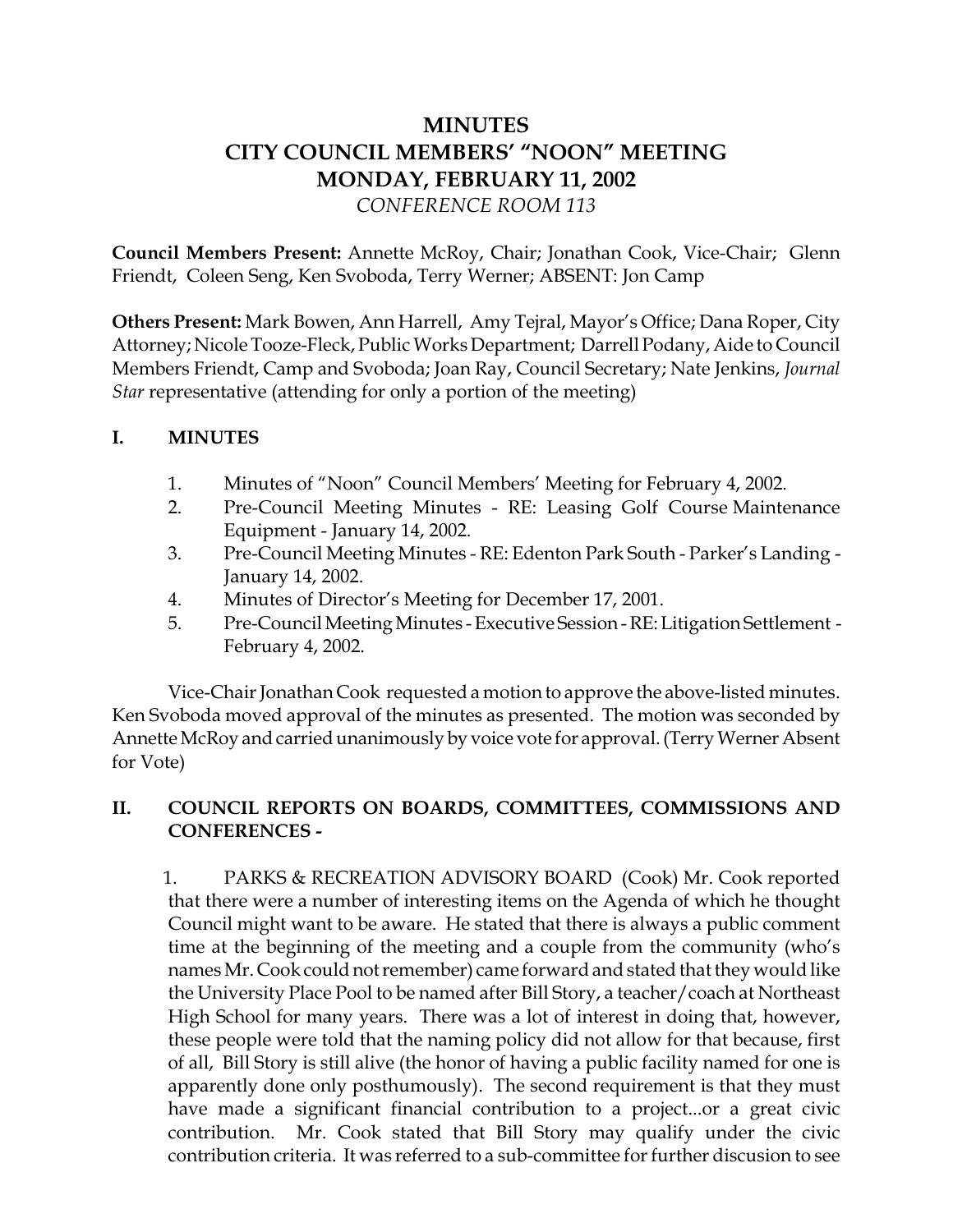# MINUTES
# CITY COUNCIL MEMBERS' "NOON" MEETING
# MONDAY, FEBRUARY 11, 2002
*CONFERENCE ROOM 113*

**Council Members Present:** Annette McRoy, Chair; Jonathan Cook, Vice-Chair; Glenn Friendt, Coleen Seng, Ken Svoboda, Terry Werner; ABSENT: Jon Camp

**Others Present:** Mark Bowen, Ann Harrell, Amy Tejral, Mayor's Office; Dana Roper, City Attorney; Nicole Tooze-Fleck, Public Works Department; Darrell Podany, Aide to Council Members Friendt, Camp and Svoboda; Joan Ray, Council Secretary; Nate Jenkins, *Journal Star* representative (attending for only a portion of the meeting)

## I. MINUTES

1. Minutes of "Noon" Council Members' Meeting for February 4, 2002.
2. Pre-Council Meeting Minutes - RE: Leasing Golf Course Maintenance Equipment - January 14, 2002.
3. Pre-Council Meeting Minutes - RE: Edenton Park South - Parker's Landing - January 14, 2002.
4. Minutes of Director's Meeting for December 17, 2001.
5. Pre-Council Meeting Minutes - Executive Session - RE: Litigation Settlement - February 4, 2002.

Vice-Chair Jonathan Cook requested a motion to approve the above-listed minutes. Ken Svoboda moved approval of the minutes as presented. The motion was seconded by Annette McRoy and carried unanimously by voice vote for approval. (Terry Werner Absent for Vote)

## II. COUNCIL REPORTS ON BOARDS, COMMITTEES, COMMISSIONS AND CONFERENCES -

1. PARKS & RECREATION ADVISORY BOARD (Cook) Mr. Cook reported that there were a number of interesting items on the Agenda of which he thought Council might want to be aware. He stated that there is always a public comment time at the beginning of the meeting and a couple from the community (who's names Mr. Cook could not remember) came forward and stated that they would like the University Place Pool to be named after Bill Story, a teacher/coach at Northeast High School for many years. There was a lot of interest in doing that, however, these people were told that the naming policy did not allow for that because, first of all, Bill Story is still alive (the honor of having a public facility named for one is apparently done only posthumously). The second requirement is that they must have made a significant financial contribution to a project...or a great civic contribution. Mr. Cook stated that Bill Story may qualify under the civic contribution criteria. It was referred to a sub-committee for further discusion to see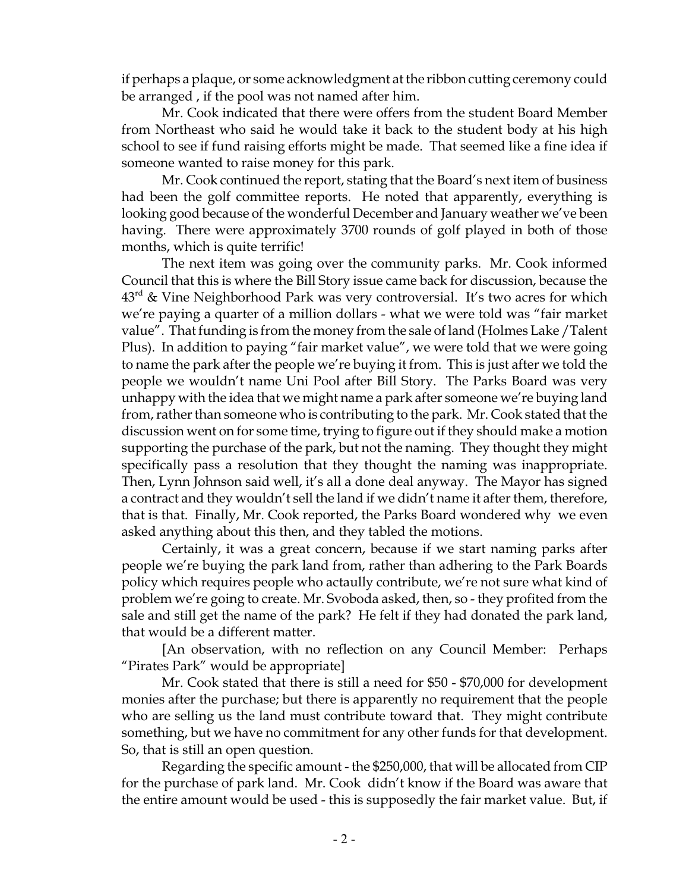if perhaps a plaque, or some acknowledgment at the ribbon cutting ceremony could be arranged , if the pool was not named after him.

Mr. Cook indicated that there were offers from the student Board Member from Northeast who said he would take it back to the student body at his high school to see if fund raising efforts might be made. That seemed like a fine idea if someone wanted to raise money for this park.

Mr. Cook continued the report, stating that the Board's next item of business had been the golf committee reports. He noted that apparently, everything is looking good because of the wonderful December and January weather we've been having. There were approximately 3700 rounds of golf played in both of those months, which is quite terrific!

The next item was going over the community parks. Mr. Cook informed Council that this is where the Bill Story issue came back for discussion, because the 43rd & Vine Neighborhood Park was very controversial. It's two acres for which we're paying a quarter of a million dollars - what we were told was "fair market value". That funding is from the money from the sale of land (Holmes Lake / Talent Plus). In addition to paying "fair market value", we were told that we were going to name the park after the people we're buying it from. This is just after we told the people we wouldn't name Uni Pool after Bill Story. The Parks Board was very unhappy with the idea that we might name a park after someone we're buying land from, rather than someone who is contributing to the park. Mr. Cook stated that the discussion went on for some time, trying to figure out if they should make a motion supporting the purchase of the park, but not the naming. They thought they might specifically pass a resolution that they thought the naming was inappropriate. Then, Lynn Johnson said well, it's all a done deal anyway. The Mayor has signed a contract and they wouldn't sell the land if we didn't name it after them, therefore, that is that. Finally, Mr. Cook reported, the Parks Board wondered why we even asked anything about this then, and they tabled the motions.

Certainly, it was a great concern, because if we start naming parks after people we're buying the park land from, rather than adhering to the Park Boards policy which requires people who actaully contribute, we're not sure what kind of problem we're going to create. Mr. Svoboda asked, then, so - they profited from the sale and still get the name of the park? He felt if they had donated the park land, that would be a different matter.

[An observation, with no reflection on any Council Member: Perhaps "Pirates Park" would be appropriate]

Mr. Cook stated that there is still a need for $50 - $70,000 for development monies after the purchase; but there is apparently no requirement that the people who are selling us the land must contribute toward that. They might contribute something, but we have no commitment for any other funds for that development. So, that is still an open question.

Regarding the specific amount - the $250,000, that will be allocated from CIP for the purchase of park land. Mr. Cook didn't know if the Board was aware that the entire amount would be used - this is supposedly the fair market value. But, if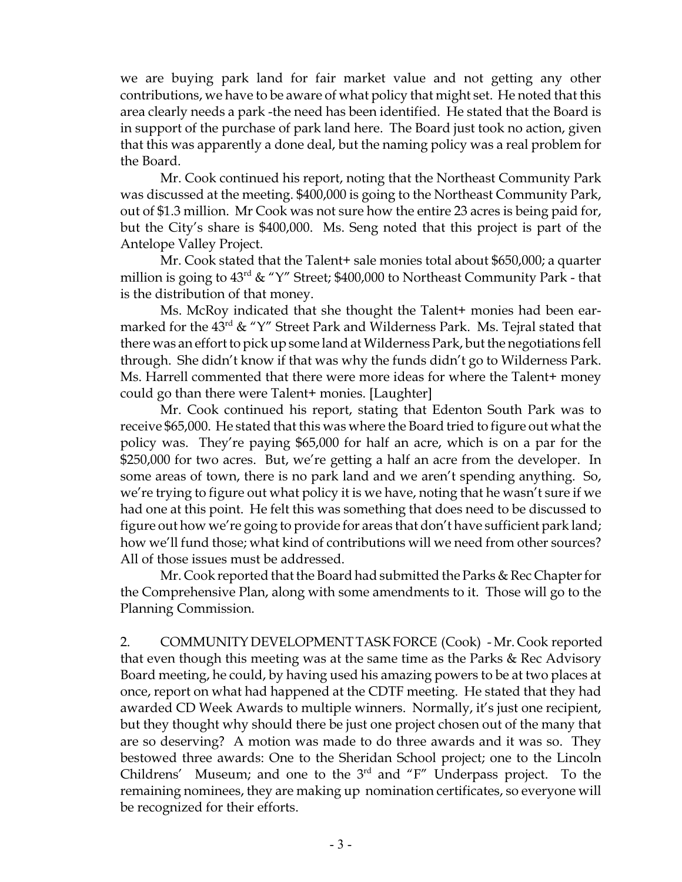we are buying park land for fair market value and not getting any other contributions, we have to be aware of what policy that might set. He noted that this area clearly needs a park -the need has been identified. He stated that the Board is in support of the purchase of park land here. The Board just took no action, given that this was apparently a done deal, but the naming policy was a real problem for the Board.

Mr. Cook continued his report, noting that the Northeast Community Park was discussed at the meeting. $400,000 is going to the Northeast Community Park, out of $1.3 million. Mr Cook was not sure how the entire 23 acres is being paid for, but the City's share is $400,000. Ms. Seng noted that this project is part of the Antelope Valley Project.

Mr. Cook stated that the Talent+ sale monies total about $650,000; a quarter million is going to 43rd & "Y" Street; $400,000 to Northeast Community Park - that is the distribution of that money.

Ms. McRoy indicated that she thought the Talent+ monies had been ear-marked for the 43rd & "Y" Street Park and Wilderness Park. Ms. Tejral stated that there was an effort to pick up some land at Wilderness Park, but the negotiations fell through. She didn't know if that was why the funds didn't go to Wilderness Park. Ms. Harrell commented that there were more ideas for where the Talent+ money could go than there were Talent+ monies. [Laughter]

Mr. Cook continued his report, stating that Edenton South Park was to receive $65,000. He stated that this was where the Board tried to figure out what the policy was. They're paying $65,000 for half an acre, which is on a par for the $250,000 for two acres. But, we're getting a half an acre from the developer. In some areas of town, there is no park land and we aren't spending anything. So, we're trying to figure out what policy it is we have, noting that he wasn't sure if we had one at this point. He felt this was something that does need to be discussed to figure out how we're going to provide for areas that don't have sufficient park land; how we'll fund those; what kind of contributions will we need from other sources? All of those issues must be addressed.

Mr. Cook reported that the Board had submitted the Parks & Rec Chapter for the Comprehensive Plan, along with some amendments to it. Those will go to the Planning Commission.

2. COMMUNITY DEVELOPMENT TASK FORCE (Cook) - Mr. Cook reported that even though this meeting was at the same time as the Parks & Rec Advisory Board meeting, he could, by having used his amazing powers to be at two places at once, report on what had happened at the CDTF meeting. He stated that they had awarded CD Week Awards to multiple winners. Normally, it's just one recipient, but they thought why should there be just one project chosen out of the many that are so deserving? A motion was made to do three awards and it was so. They bestowed three awards: One to the Sheridan School project; one to the Lincoln Childrens' Museum; and one to the 3rd and "F" Underpass project. To the remaining nominees, they are making up nomination certificates, so everyone will be recognized for their efforts.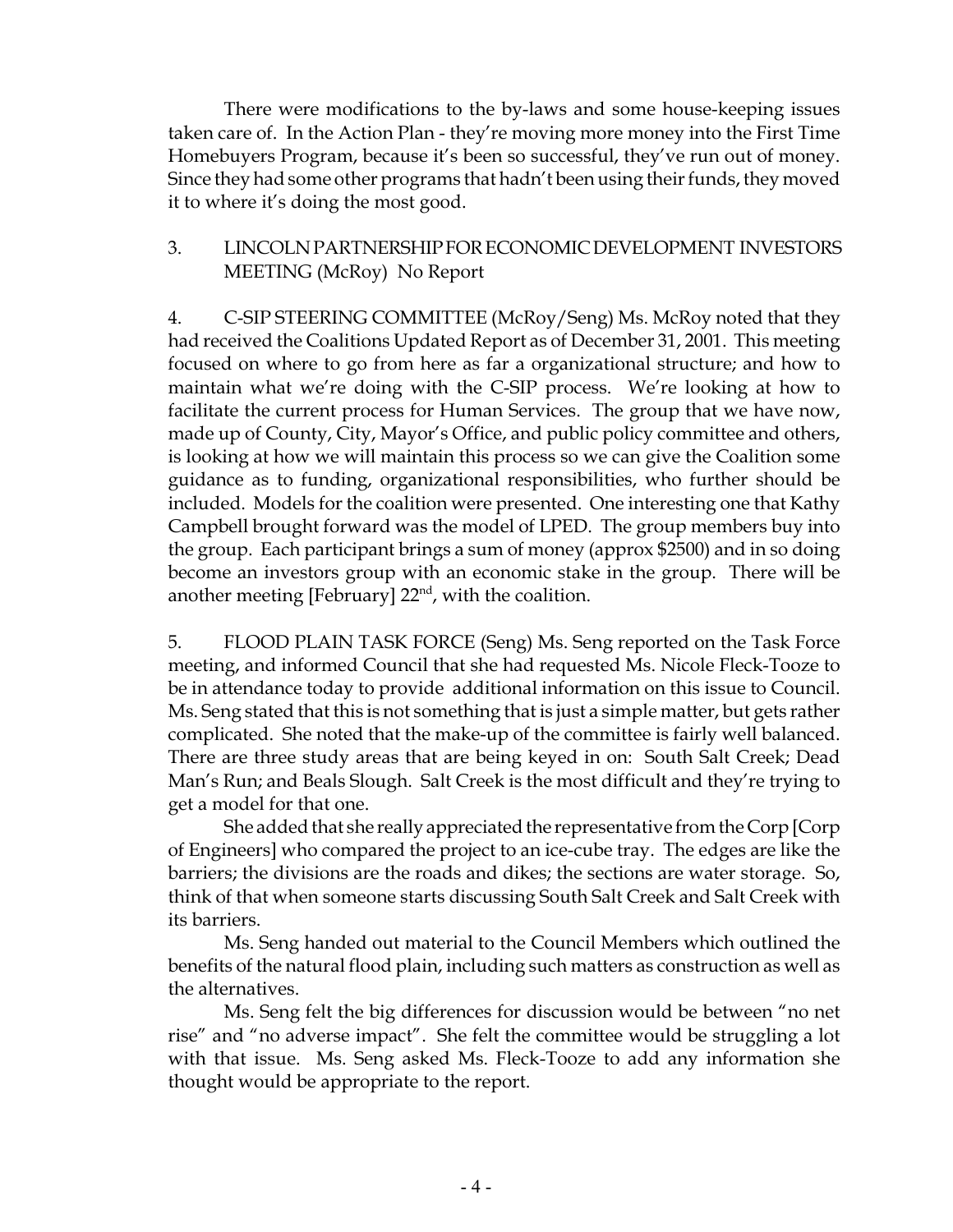There were modifications to the by-laws and some house-keeping issues taken care of. In the Action Plan - they're moving more money into the First Time Homebuyers Program, because it's been so successful, they've run out of money. Since they had some other programs that hadn't been using their funds, they moved it to where it's doing the most good.

3. LINCOLN PARTNERSHIP FOR ECONOMIC DEVELOPMENT INVESTORS MEETING (McRoy) No Report

4. C-SIP STEERING COMMITTEE (McRoy/Seng) Ms. McRoy noted that they had received the Coalitions Updated Report as of December 31, 2001. This meeting focused on where to go from here as far a organizational structure; and how to maintain what we're doing with the C-SIP process. We're looking at how to facilitate the current process for Human Services. The group that we have now, made up of County, City, Mayor's Office, and public policy committee and others, is looking at how we will maintain this process so we can give the Coalition some guidance as to funding, organizational responsibilities, who further should be included. Models for the coalition were presented. One interesting one that Kathy Campbell brought forward was the model of LPED. The group members buy into the group. Each participant brings a sum of money (approx $2500) and in so doing become an investors group with an economic stake in the group. There will be another meeting [February] 22nd, with the coalition.

5. FLOOD PLAIN TASK FORCE (Seng) Ms. Seng reported on the Task Force meeting, and informed Council that she had requested Ms. Nicole Fleck-Tooze to be in attendance today to provide additional information on this issue to Council. Ms. Seng stated that this is not something that is just a simple matter, but gets rather complicated. She noted that the make-up of the committee is fairly well balanced. There are three study areas that are being keyed in on: South Salt Creek; Dead Man's Run; and Beals Slough. Salt Creek is the most difficult and they're trying to get a model for that one.

She added that she really appreciated the representative from the Corp [Corp of Engineers] who compared the project to an ice-cube tray. The edges are like the barriers; the divisions are the roads and dikes; the sections are water storage. So, think of that when someone starts discussing South Salt Creek and Salt Creek with its barriers.

Ms. Seng handed out material to the Council Members which outlined the benefits of the natural flood plain, including such matters as construction as well as the alternatives.

Ms. Seng felt the big differences for discussion would be between "no net rise" and "no adverse impact". She felt the committee would be struggling a lot with that issue. Ms. Seng asked Ms. Fleck-Tooze to add any information she thought would be appropriate to the report.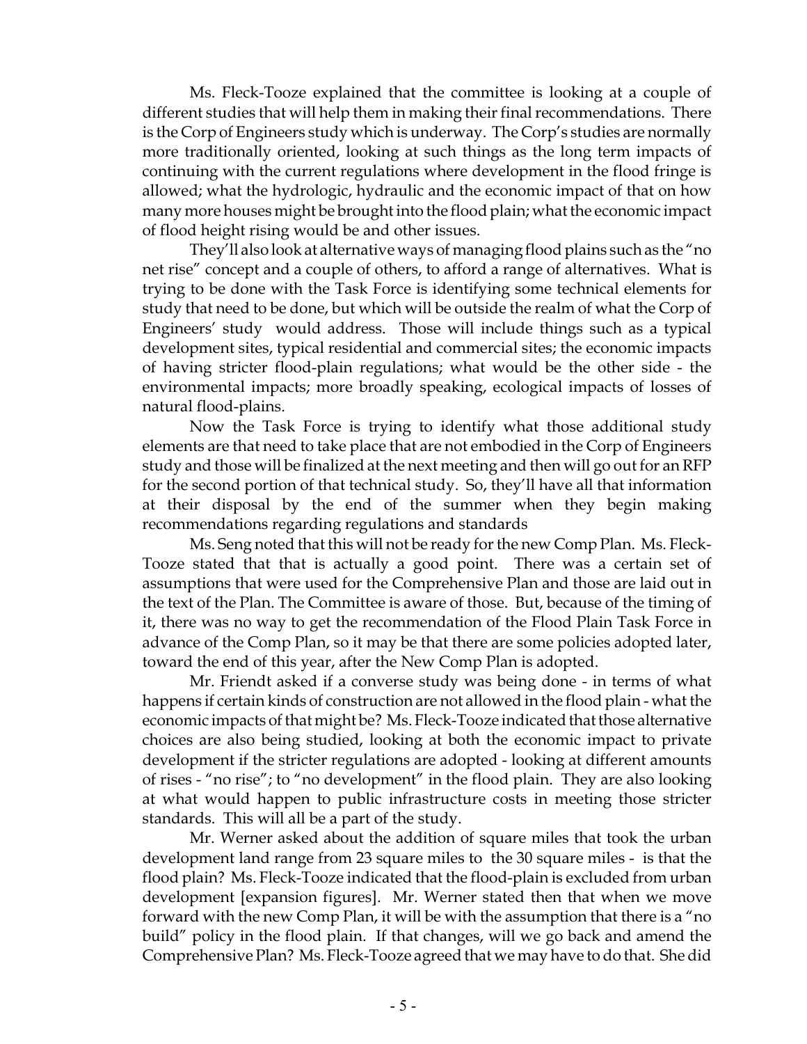Ms. Fleck-Tooze explained that the committee is looking at a couple of different studies that will help them in making their final recommendations. There is the Corp of Engineers study which is underway. The Corp's studies are normally more traditionally oriented, looking at such things as the long term impacts of continuing with the current regulations where development in the flood fringe is allowed; what the hydrologic, hydraulic and the economic impact of that on how many more houses might be brought into the flood plain; what the economic impact of flood height rising would be and other issues.

They'll also look at alternative ways of managing flood plains such as the "no net rise" concept and a couple of others, to afford a range of alternatives. What is trying to be done with the Task Force is identifying some technical elements for study that need to be done, but which will be outside the realm of what the Corp of Engineers' study would address. Those will include things such as a typical development sites, typical residential and commercial sites; the economic impacts of having stricter flood-plain regulations; what would be the other side - the environmental impacts; more broadly speaking, ecological impacts of losses of natural flood-plains.

Now the Task Force is trying to identify what those additional study elements are that need to take place that are not embodied in the Corp of Engineers study and those will be finalized at the next meeting and then will go out for an RFP for the second portion of that technical study. So, they'll have all that information at their disposal by the end of the summer when they begin making recommendations regarding regulations and standards

Ms. Seng noted that this will not be ready for the new Comp Plan. Ms. Fleck-Tooze stated that that is actually a good point. There was a certain set of assumptions that were used for the Comprehensive Plan and those are laid out in the text of the Plan. The Committee is aware of those. But, because of the timing of it, there was no way to get the recommendation of the Flood Plain Task Force in advance of the Comp Plan, so it may be that there are some policies adopted later, toward the end of this year, after the New Comp Plan is adopted.

Mr. Friendt asked if a converse study was being done - in terms of what happens if certain kinds of construction are not allowed in the flood plain - what the economic impacts of that might be? Ms. Fleck-Tooze indicated that those alternative choices are also being studied, looking at both the economic impact to private development if the stricter regulations are adopted - looking at different amounts of rises - "no rise"; to "no development" in the flood plain. They are also looking at what would happen to public infrastructure costs in meeting those stricter standards. This will all be a part of the study.

Mr. Werner asked about the addition of square miles that took the urban development land range from 23 square miles to the 30 square miles - is that the flood plain? Ms. Fleck-Tooze indicated that the flood-plain is excluded from urban development [expansion figures]. Mr. Werner stated then that when we move forward with the new Comp Plan, it will be with the assumption that there is a "no build" policy in the flood plain. If that changes, will we go back and amend the Comprehensive Plan? Ms. Fleck-Tooze agreed that we may have to do that. She did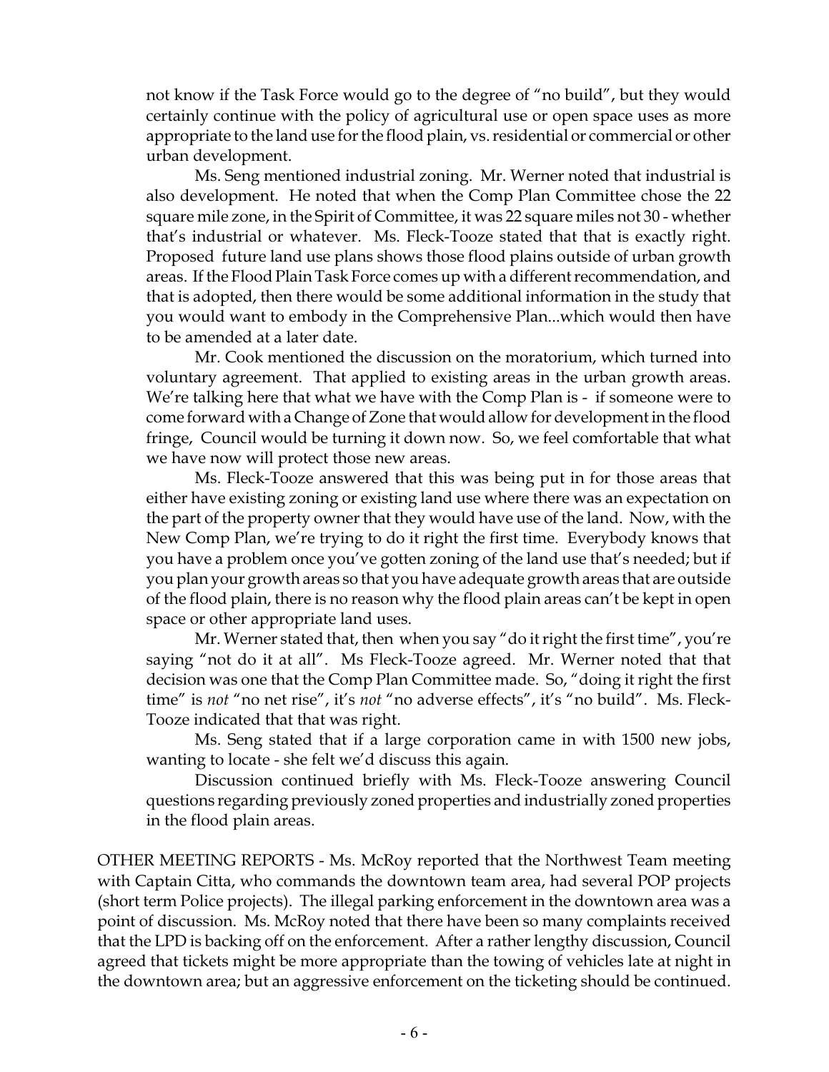not know if the Task Force would go to the degree of "no build", but they would certainly continue with the policy of agricultural use or open space uses as more appropriate to the land use for the flood plain, vs. residential or commercial or other urban development.

Ms. Seng mentioned industrial zoning. Mr. Werner noted that industrial is also development. He noted that when the Comp Plan Committee chose the 22 square mile zone, in the Spirit of Committee, it was 22 square miles not 30 - whether that's industrial or whatever. Ms. Fleck-Tooze stated that that is exactly right. Proposed future land use plans shows those flood plains outside of urban growth areas. If the Flood Plain Task Force comes up with a different recommendation, and that is adopted, then there would be some additional information in the study that you would want to embody in the Comprehensive Plan...which would then have to be amended at a later date.

Mr. Cook mentioned the discussion on the moratorium, which turned into voluntary agreement. That applied to existing areas in the urban growth areas. We're talking here that what we have with the Comp Plan is - if someone were to come forward with a Change of Zone that would allow for development in the flood fringe, Council would be turning it down now. So, we feel comfortable that what we have now will protect those new areas.

Ms. Fleck-Tooze answered that this was being put in for those areas that either have existing zoning or existing land use where there was an expectation on the part of the property owner that they would have use of the land. Now, with the New Comp Plan, we're trying to do it right the first time. Everybody knows that you have a problem once you've gotten zoning of the land use that's needed; but if you plan your growth areas so that you have adequate growth areas that are outside of the flood plain, there is no reason why the flood plain areas can't be kept in open space or other appropriate land uses.

Mr. Werner stated that, then when you say "do it right the first time", you're saying "not do it at all". Ms Fleck-Tooze agreed. Mr. Werner noted that that decision was one that the Comp Plan Committee made. So, "doing it right the first time" is *not* "no net rise", it's *not* "no adverse effects", it's "no build". Ms. Fleck-Tooze indicated that that was right.

Ms. Seng stated that if a large corporation came in with 1500 new jobs, wanting to locate - she felt we'd discuss this again.

Discussion continued briefly with Ms. Fleck-Tooze answering Council questions regarding previously zoned properties and industrially zoned properties in the flood plain areas.

OTHER MEETING REPORTS - Ms. McRoy reported that the Northwest Team meeting with Captain Citta, who commands the downtown team area, had several POP projects (short term Police projects). The illegal parking enforcement in the downtown area was a point of discussion. Ms. McRoy noted that there have been so many complaints received that the LPD is backing off on the enforcement. After a rather lengthy discussion, Council agreed that tickets might be more appropriate than the towing of vehicles late at night in the downtown area; but an aggressive enforcement on the ticketing should be continued.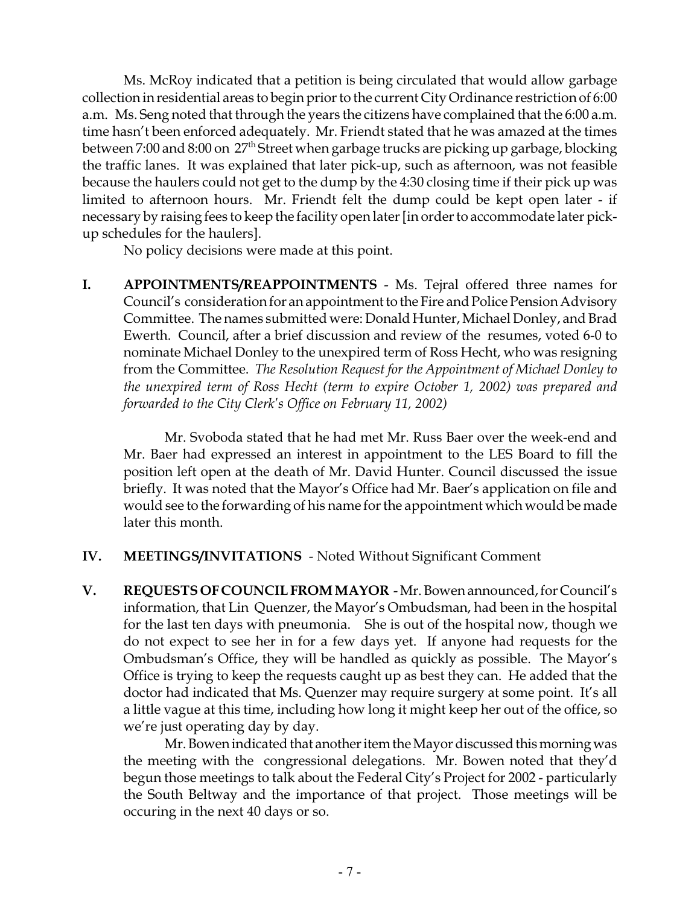Ms. McRoy indicated that a petition is being circulated that would allow garbage collection in residential areas to begin prior to the current City Ordinance restriction of 6:00 a.m. Ms. Seng noted that through the years the citizens have complained that the 6:00 a.m. time hasn't been enforced adequately. Mr. Friendt stated that he was amazed at the times between 7:00 and 8:00 on 27th Street when garbage trucks are picking up garbage, blocking the traffic lanes. It was explained that later pick-up, such as afternoon, was not feasible because the haulers could not get to the dump by the 4:30 closing time if their pick up was limited to afternoon hours. Mr. Friendt felt the dump could be kept open later - if necessary by raising fees to keep the facility open later [in order to accommodate later pick-up schedules for the haulers].

No policy decisions were made at this point.

**I. APPOINTMENTS/REAPPOINTMENTS** - Ms. Tejral offered three names for Council's consideration for an appointment to the Fire and Police Pension Advisory Committee. The names submitted were: Donald Hunter, Michael Donley, and Brad Ewerth. Council, after a brief discussion and review of the resumes, voted 6-0 to nominate Michael Donley to the unexpired term of Ross Hecht, who was resigning from the Committee. *The Resolution Request for the Appointment of Michael Donley to the unexpired term of Ross Hecht (term to expire October 1, 2002) was prepared and forwarded to the City Clerk's Office on February 11, 2002)*

Mr. Svoboda stated that he had met Mr. Russ Baer over the week-end and Mr. Baer had expressed an interest in appointment to the LES Board to fill the position left open at the death of Mr. David Hunter. Council discussed the issue briefly. It was noted that the Mayor's Office had Mr. Baer's application on file and would see to the forwarding of his name for the appointment which would be made later this month.

**IV. MEETINGS/INVITATIONS** - Noted Without Significant Comment

**V. REQUESTS OF COUNCIL FROM MAYOR** - Mr. Bowen announced, for Council's information, that Lin Quenzer, the Mayor's Ombudsman, had been in the hospital for the last ten days with pneumonia. She is out of the hospital now, though we do not expect to see her in for a few days yet. If anyone had requests for the Ombudsman's Office, they will be handled as quickly as possible. The Mayor's Office is trying to keep the requests caught up as best they can. He added that the doctor had indicated that Ms. Quenzer may require surgery at some point. It's all a little vague at this time, including how long it might keep her out of the office, so we're just operating day by day.

Mr. Bowen indicated that another item the Mayor discussed this morning was the meeting with the congressional delegations. Mr. Bowen noted that they'd begun those meetings to talk about the Federal City's Project for 2002 - particularly the South Beltway and the importance of that project. Those meetings will be occuring in the next 40 days or so.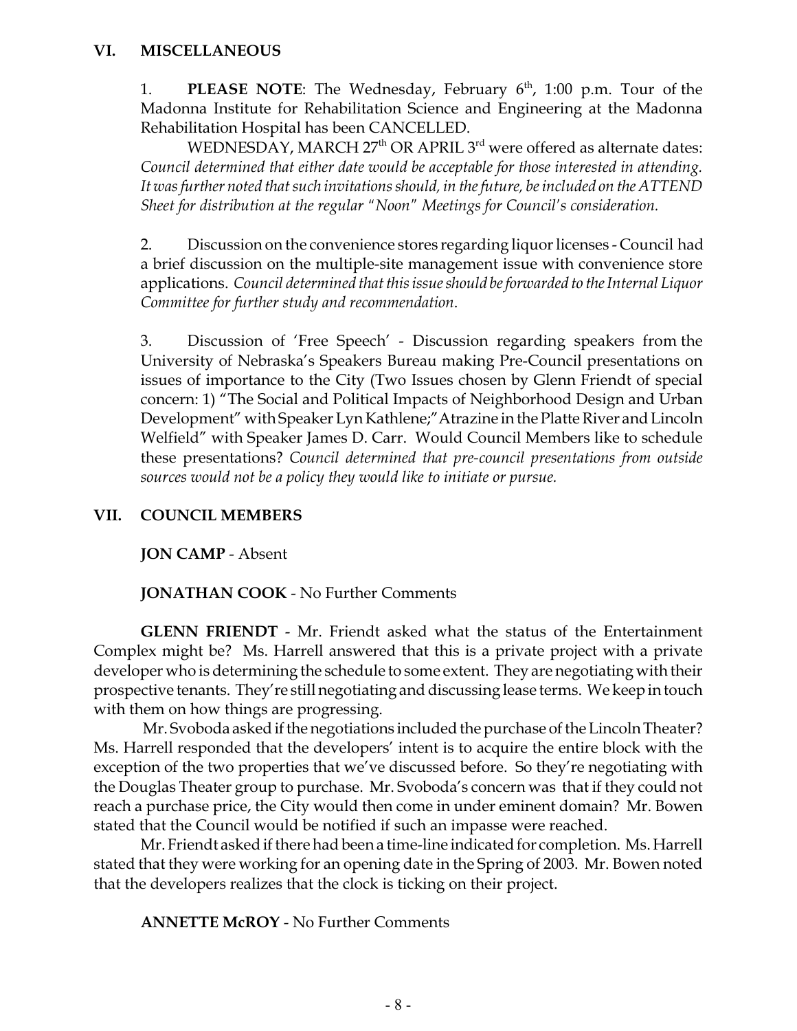## VI. MISCELLANEOUS

1. **PLEASE NOTE**: The Wednesday, February 6th, 1:00 p.m. Tour of the Madonna Institute for Rehabilitation Science and Engineering at the Madonna Rehabilitation Hospital has been CANCELLED.

WEDNESDAY, MARCH 27th OR APRIL 3rd were offered as alternate dates: *Council determined that either date would be acceptable for those interested in attending. It was further noted that such invitations should, in the future, be included on the ATTEND Sheet for distribution at the regular "Noon" Meetings for Council's consideration.*

2. Discussion on the convenience stores regarding liquor licenses - Council had a brief discussion on the multiple-site management issue with convenience store applications. *Council determined that this issue should be forwarded to the Internal Liquor Committee for further study and recommendation.*

3. Discussion of 'Free Speech' - Discussion regarding speakers from the University of Nebraska's Speakers Bureau making Pre-Council presentations on issues of importance to the City (Two Issues chosen by Glenn Friendt of special concern: 1) "The Social and Political Impacts of Neighborhood Design and Urban Development" with Speaker Lyn Kathlene;" Atrazine in the Platte River and Lincoln Welfield" with Speaker James D. Carr. Would Council Members like to schedule these presentations? *Council determined that pre-council presentations from outside sources would not be a policy they would like to initiate or pursue.*

## VII. COUNCIL MEMBERS

**JON CAMP** - Absent

**JONATHAN COOK** - No Further Comments

**GLENN FRIENDT** - Mr. Friendt asked what the status of the Entertainment Complex might be? Ms. Harrell answered that this is a private project with a private developer who is determining the schedule to some extent. They are negotiating with their prospective tenants. They're still negotiating and discussing lease terms. We keep in touch with them on how things are progressing.

Mr. Svoboda asked if the negotiations included the purchase of the Lincoln Theater? Ms. Harrell responded that the developers' intent is to acquire the entire block with the exception of the two properties that we've discussed before. So they're negotiating with the Douglas Theater group to purchase. Mr. Svoboda's concern was that if they could not reach a purchase price, the City would then come in under eminent domain? Mr. Bowen stated that the Council would be notified if such an impasse were reached.

Mr. Friendt asked if there had been a time-line indicated for completion. Ms. Harrell stated that they were working for an opening date in the Spring of 2003. Mr. Bowen noted that the developers realizes that the clock is ticking on their project.

**ANNETTE McROY** - No Further Comments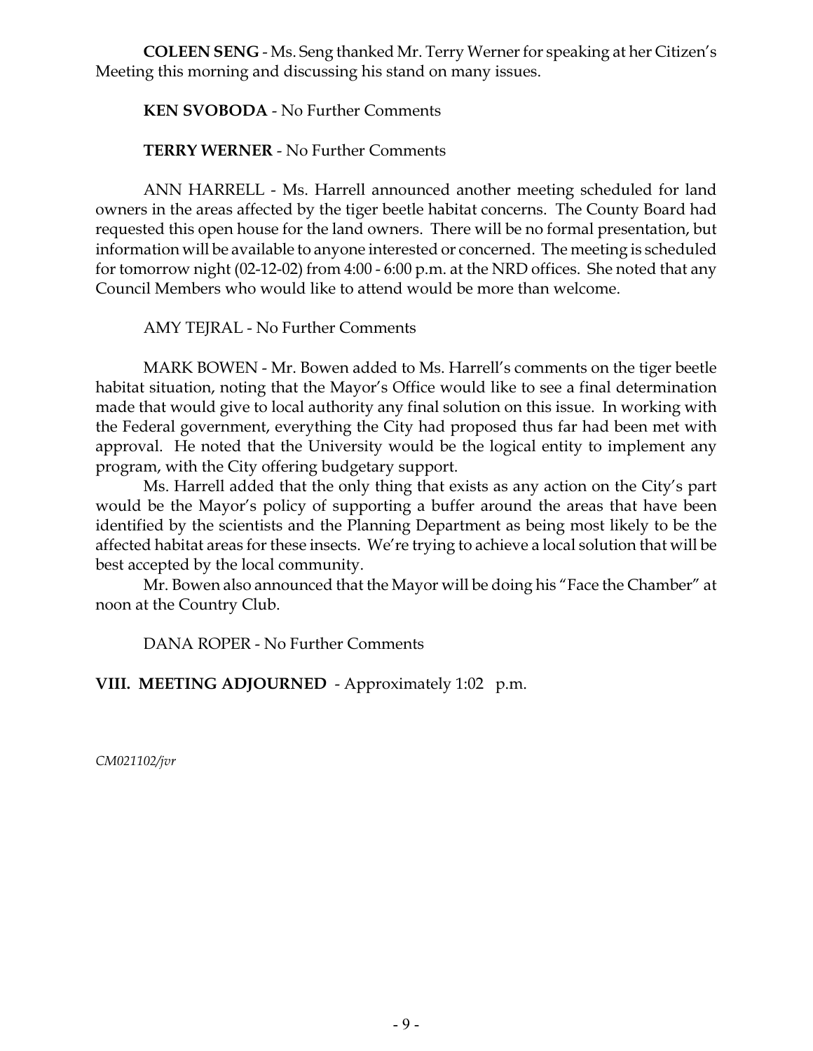**COLEEN SENG** - Ms. Seng thanked Mr. Terry Werner for speaking at her Citizen's Meeting this morning and discussing his stand on many issues.

**KEN SVOBODA** - No Further Comments

**TERRY WERNER** - No Further Comments

ANN HARRELL - Ms. Harrell announced another meeting scheduled for land owners in the areas affected by the tiger beetle habitat concerns. The County Board had requested this open house for the land owners. There will be no formal presentation, but information will be available to anyone interested or concerned. The meeting is scheduled for tomorrow night (02-12-02) from 4:00 - 6:00 p.m. at the NRD offices. She noted that any Council Members who would like to attend would be more than welcome.

AMY TEJRAL - No Further Comments

MARK BOWEN - Mr. Bowen added to Ms. Harrell's comments on the tiger beetle habitat situation, noting that the Mayor's Office would like to see a final determination made that would give to local authority any final solution on this issue. In working with the Federal government, everything the City had proposed thus far had been met with approval. He noted that the University would be the logical entity to implement any program, with the City offering budgetary support.

Ms. Harrell added that the only thing that exists as any action on the City's part would be the Mayor's policy of supporting a buffer around the areas that have been identified by the scientists and the Planning Department as being most likely to be the affected habitat areas for these insects. We're trying to achieve a local solution that will be best accepted by the local community.

Mr. Bowen also announced that the Mayor will be doing his "Face the Chamber" at noon at the Country Club.

DANA ROPER - No Further Comments

**VIII. MEETING ADJOURNED** - Approximately 1:02 p.m.

*CM021102/jvr*